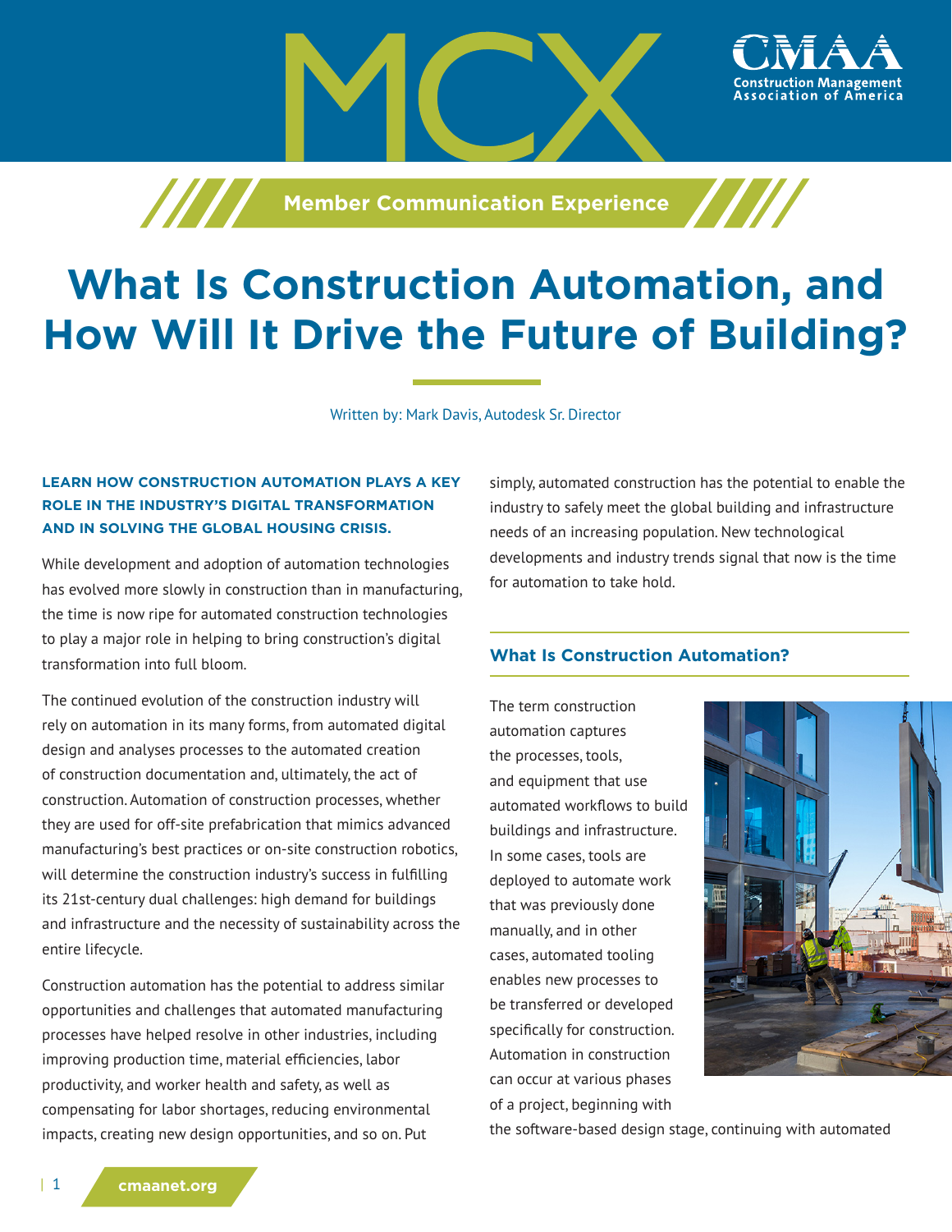MCX

Member Communication Experience

# What Is Construction Automation, and How Will It Drive the Future of Building?

Written by: Mark Davis, Autodesk Sr. Director

**LEARN HOW CONSTRUCTION AUTOMATION PLAYS A KEY ROLE IN THE INDUSTRY'S DIGITAL TRANSFORMATION AND IN SOLVING THE GLOBAL HOUSING CRISIS.**

While development and adoption of automation technologies has evolved more slowly in construction than in manufacturing, the time is now ripe for automated construction technologies to play a major role in helping to bring construction's digital transformation into full bloom.

The continued evolution of the construction industry will rely on automation in its many forms, from automated digital design and analyses processes to the automated creation of construction documentation and, ultimately, the act of construction. Automation of construction processes, whether they are used for off-site prefabrication that mimics advanced manufacturing's best practices or on-site construction robotics, will determine the construction industry's success in fulfilling its 21st-century dual challenges: high demand for buildings and infrastructure and the necessity of sustainability across the entire lifecycle.

Construction automation has the potential to address similar opportunities and challenges that automated manufacturing processes have helped resolve in other industries, including improving production time, material efficiencies, labor productivity, and worker health and safety, as well as compensating for labor shortages, reducing environmental impacts, creating new design opportunities, and so on. Put simply, automated construction has the potential to enable the industry to safely meet the global building and infrastructure needs of an increasing population. New technological developments and industry trends signal that now is the time for automation to take hold.

## What Is Construction Automation?

The term construction automation captures the processes, tools, and equipment that use automated workflows to build buildings and infrastructure. In some cases, tools are deployed to automate work that was previously done manually, and in other cases, automated tooling enables new processes to be transferred or developed specifically for construction. Automation in construction can occur at various phases of a project, beginning with the software-based design stage, continuing with automated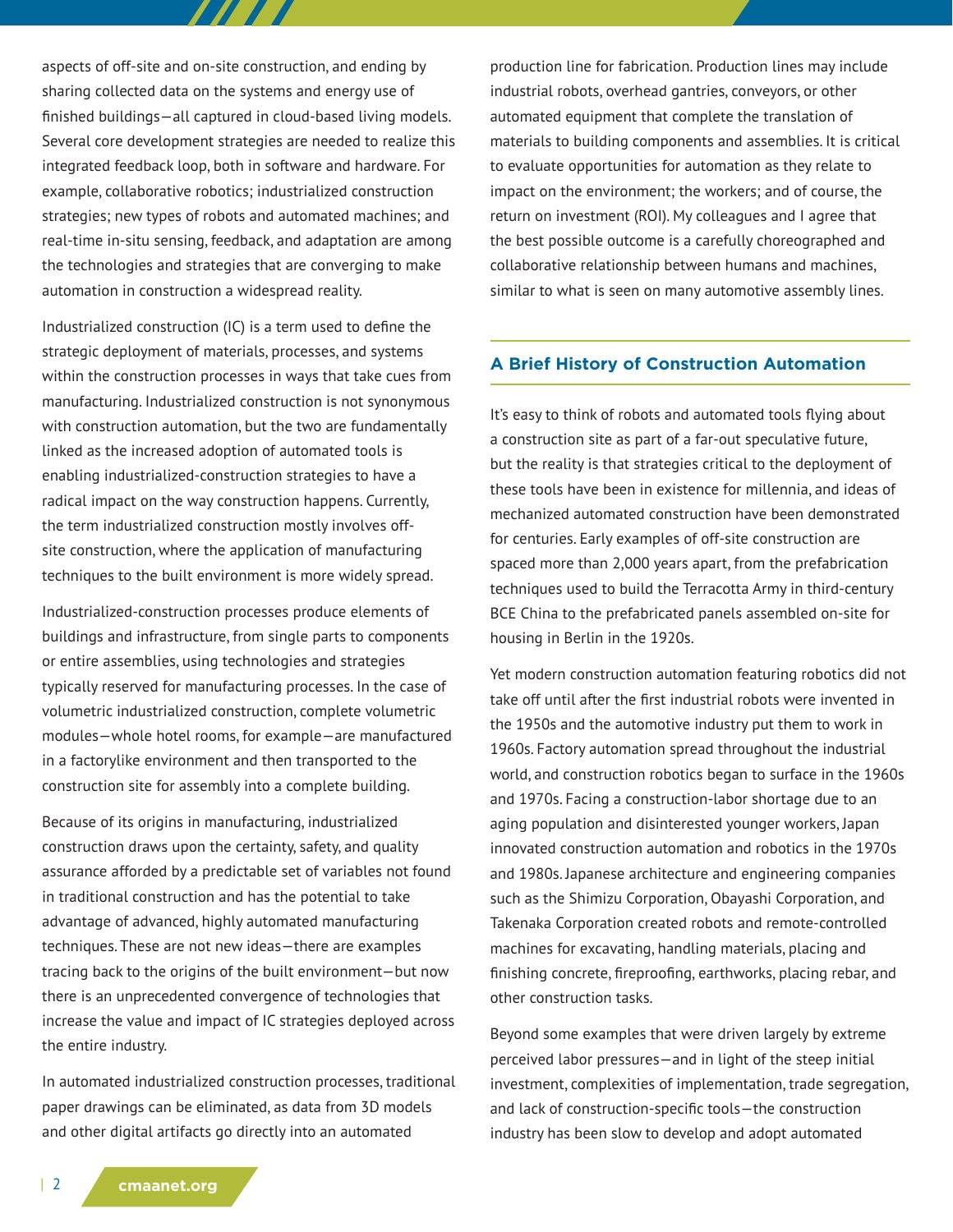aspects of off-site and on-site construction, and ending by sharing collected data on the systems and energy use of finished buildings—all captured in cloud-based living models. Several core development strategies are needed to realize this integrated feedback loop, both in software and hardware. For example, collaborative robotics; industrialized construction strategies; new types of robots and automated machines; and real-time in-situ sensing, feedback, and adaptation are among the technologies and strategies that are converging to make automation in construction a widespread reality.

Industrialized construction (IC) is a term used to define the strategic deployment of materials, processes, and systems within the construction processes in ways that take cues from manufacturing. Industrialized construction is not synonymous with construction automation, but the two are fundamentally linked as the increased adoption of automated tools is enabling industrialized-construction strategies to have a radical impact on the way construction happens. Currently, the term industrialized construction mostly involves off-site construction, where the application of manufacturing techniques to the built environment is more widely spread.

Industrialized-construction processes produce elements of buildings and infrastructure, from single parts to components or entire assemblies, using technologies and strategies typically reserved for manufacturing processes. In the case of volumetric industrialized construction, complete volumetric modules—whole hotel rooms, for example—are manufactured in a factorylike environment and then transported to the construction site for assembly into a complete building.

Because of its origins in manufacturing, industrialized construction draws upon the certainty, safety, and quality assurance afforded by a predictable set of variables not found in traditional construction and has the potential to take advantage of advanced, highly automated manufacturing techniques. These are not new ideas—there are examples tracing back to the origins of the built environment—but now there is an unprecedented convergence of technologies that increase the value and impact of IC strategies deployed across the entire industry.

In automated industrialized construction processes, traditional paper drawings can be eliminated, as data from 3D models and other digital artifacts go directly into an automated production line for fabrication. Production lines may include industrial robots, overhead gantries, conveyors, or other automated equipment that complete the translation of materials to building components and assemblies. It is critical to evaluate opportunities for automation as they relate to impact on the environment; the workers; and of course, the return on investment (ROI). My colleagues and I agree that the best possible outcome is a carefully choreographed and collaborative relationship between humans and machines, similar to what is seen on many automotive assembly lines.

## A Brief History of Construction Automation

It's easy to think of robots and automated tools flying about a construction site as part of a far-out speculative future, but the reality is that strategies critical to the deployment of these tools have been in existence for millennia, and ideas of mechanized automated construction have been demonstrated for centuries. Early examples of off-site construction are spaced more than 2,000 years apart, from the prefabrication techniques used to build the Terracotta Army in third-century BCE China to the prefabricated panels assembled on-site for housing in Berlin in the 1920s.

Yet modern construction automation featuring robotics did not take off until after the first industrial robots were invented in the 1950s and the automotive industry put them to work in 1960s. Factory automation spread throughout the industrial world, and construction robotics began to surface in the 1960s and 1970s. Facing a construction-labor shortage due to an aging population and disinterested younger workers, Japan innovated construction automation and robotics in the 1970s and 1980s. Japanese architecture and engineering companies such as the Shimizu Corporation, Obayashi Corporation, and Takenaka Corporation created robots and remote-controlled machines for excavating, handling materials, placing and finishing concrete, fireproofing, earthworks, placing rebar, and other construction tasks.

Beyond some examples that were driven largely by extreme perceived labor pressures—and in light of the steep initial investment, complexities of implementation, trade segregation, and lack of construction-specific tools—the construction industry has been slow to develop and adopt automated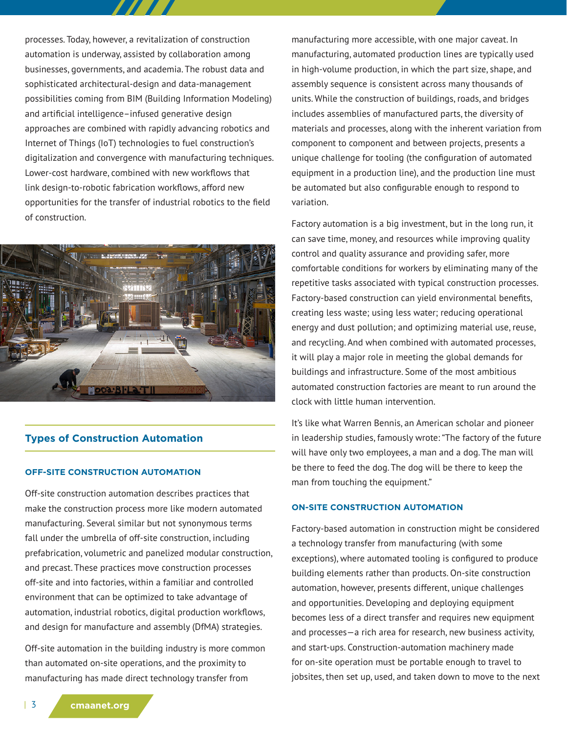processes. Today, however, a revitalization of construction automation is underway, assisted by collaboration among businesses, governments, and academia. The robust data and sophisticated architectural-design and data-management possibilities coming from BIM (Building Information Modeling) and artificial intelligence–infused generative design approaches are combined with rapidly advancing robotics and Internet of Things (IoT) technologies to fuel construction's digitalization and convergence with manufacturing techniques. Lower-cost hardware, combined with new workflows that link design-to-robotic fabrication workflows, afford new opportunities for the transfer of industrial robotics to the field of construction.

## Types of Construction Automation

### OFF-SITE CONSTRUCTION AUTOMATION

Off-site construction automation describes practices that make the construction process more like modern automated manufacturing. Several similar but not synonymous terms fall under the umbrella of off-site construction, including prefabrication, volumetric and panelized modular construction, and precast. These practices move construction processes off-site and into factories, within a familiar and controlled environment that can be optimized to take advantage of automation, industrial robotics, digital production workflows, and design for manufacture and assembly (DfMA) strategies.

Off-site automation in the building industry is more common than automated on-site operations, and the proximity to manufacturing has made direct technology transfer from manufacturing more accessible, with one major caveat. In manufacturing, automated production lines are typically used in high-volume production, in which the part size, shape, and assembly sequence is consistent across many thousands of units. While the construction of buildings, roads, and bridges includes assemblies of manufactured parts, the diversity of materials and processes, along with the inherent variation from component to component and between projects, presents a unique challenge for tooling (the configuration of automated equipment in a production line), and the production line must be automated but also configurable enough to respond to variation.

Factory automation is a big investment, but in the long run, it can save time, money, and resources while improving quality control and quality assurance and providing safer, more comfortable conditions for workers by eliminating many of the repetitive tasks associated with typical construction processes. Factory-based construction can yield environmental benefits, creating less waste; using less water; reducing operational energy and dust pollution; and optimizing material use, reuse, and recycling. And when combined with automated processes, it will play a major role in meeting the global demands for buildings and infrastructure. Some of the most ambitious automated construction factories are meant to run around the clock with little human intervention.

It's like what Warren Bennis, an American scholar and pioneer in leadership studies, famously wrote: "The factory of the future will have only two employees, a man and a dog. The man will be there to feed the dog. The dog will be there to keep the man from touching the equipment."

### ON-SITE CONSTRUCTION AUTOMATION

Factory-based automation in construction might be considered a technology transfer from manufacturing (with some exceptions), where automated tooling is configured to produce building elements rather than products. On-site construction automation, however, presents different, unique challenges and opportunities. Developing and deploying equipment becomes less of a direct transfer and requires new equipment and processes—a rich area for research, new business activity, and start-ups. Construction-automation machinery made for on-site operation must be portable enough to travel to jobsites, then set up, used, and taken down to move to the next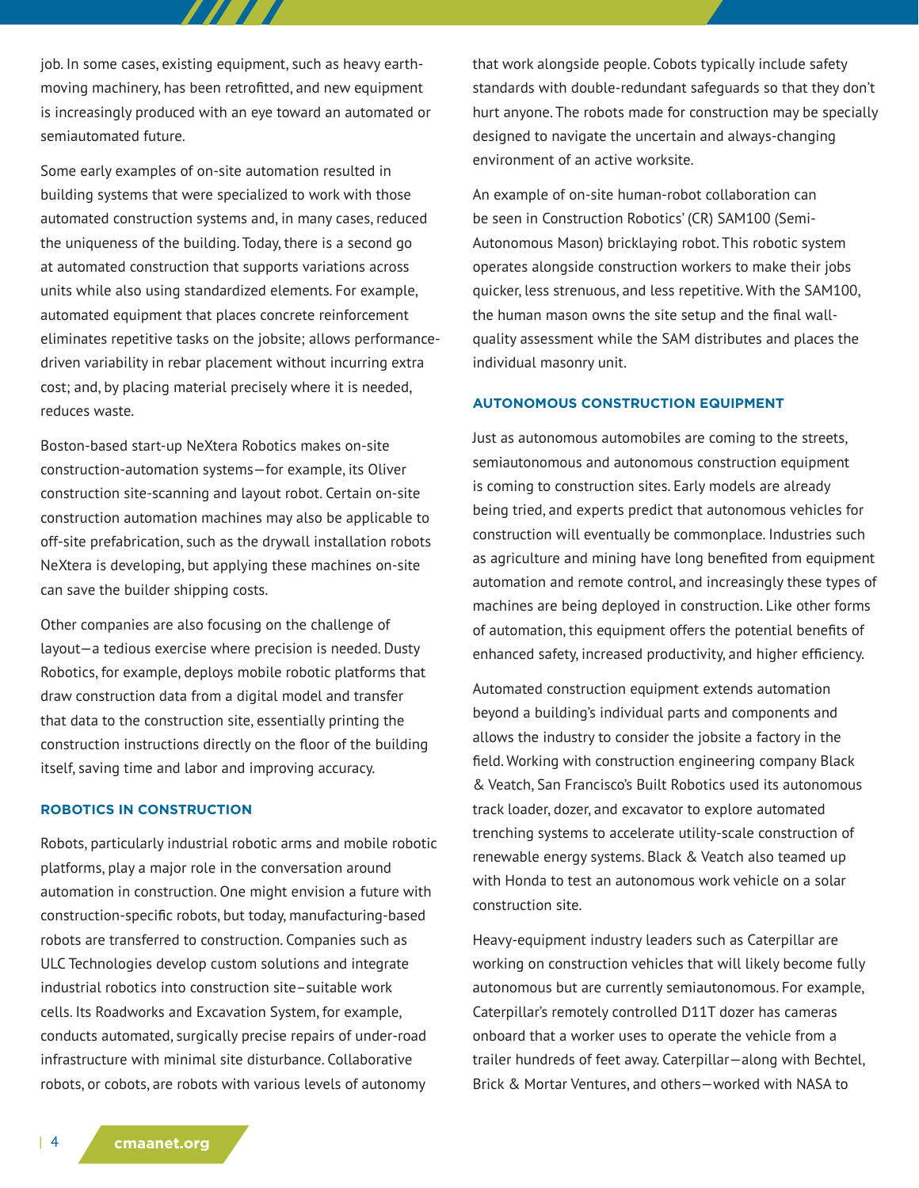job. In some cases, existing equipment, such as heavy earth-moving machinery, has been retrofitted, and new equipment is increasingly produced with an eye toward an automated or semiautomated future.

Some early examples of on-site automation resulted in building systems that were specialized to work with those automated construction systems and, in many cases, reduced the uniqueness of the building. Today, there is a second go at automated construction that supports variations across units while also using standardized elements. For example, automated equipment that places concrete reinforcement eliminates repetitive tasks on the jobsite; allows performance-driven variability in rebar placement without incurring extra cost; and, by placing material precisely where it is needed, reduces waste.

Boston-based start-up NeXtera Robotics makes on-site construction-automation systems—for example, its Oliver construction site-scanning and layout robot. Certain on-site construction automation machines may also be applicable to off-site prefabrication, such as the drywall installation robots NeXtera is developing, but applying these machines on-site can save the builder shipping costs.

Other companies are also focusing on the challenge of layout—a tedious exercise where precision is needed. Dusty Robotics, for example, deploys mobile robotic platforms that draw construction data from a digital model and transfer that data to the construction site, essentially printing the construction instructions directly on the floor of the building itself, saving time and labor and improving accuracy.

### ROBOTICS IN CONSTRUCTION

Robots, particularly industrial robotic arms and mobile robotic platforms, play a major role in the conversation around automation in construction. One might envision a future with construction-specific robots, but today, manufacturing-based robots are transferred to construction. Companies such as ULC Technologies develop custom solutions and integrate industrial robotics into construction site–suitable work cells. Its Roadworks and Excavation System, for example, conducts automated, surgically precise repairs of under-road infrastructure with minimal site disturbance. Collaborative robots, or cobots, are robots with various levels of autonomy that work alongside people. Cobots typically include safety standards with double-redundant safeguards so that they don't hurt anyone. The robots made for construction may be specially designed to navigate the uncertain and always-changing environment of an active worksite.

An example of on-site human-robot collaboration can be seen in Construction Robotics' (CR) SAM100 (Semi-Autonomous Mason) bricklaying robot. This robotic system operates alongside construction workers to make their jobs quicker, less strenuous, and less repetitive. With the SAM100, the human mason owns the site setup and the final wall-quality assessment while the SAM distributes and places the individual masonry unit.

### AUTONOMOUS CONSTRUCTION EQUIPMENT

Just as autonomous automobiles are coming to the streets, semiautonomous and autonomous construction equipment is coming to construction sites. Early models are already being tried, and experts predict that autonomous vehicles for construction will eventually be commonplace. Industries such as agriculture and mining have long benefited from equipment automation and remote control, and increasingly these types of machines are being deployed in construction. Like other forms of automation, this equipment offers the potential benefits of enhanced safety, increased productivity, and higher efficiency.

Automated construction equipment extends automation beyond a building's individual parts and components and allows the industry to consider the jobsite a factory in the field. Working with construction engineering company Black & Veatch, San Francisco's Built Robotics used its autonomous track loader, dozer, and excavator to explore automated trenching systems to accelerate utility-scale construction of renewable energy systems. Black & Veatch also teamed up with Honda to test an autonomous work vehicle on a solar construction site.

Heavy-equipment industry leaders such as Caterpillar are working on construction vehicles that will likely become fully autonomous but are currently semiautonomous. For example, Caterpillar's remotely controlled D11T dozer has cameras onboard that a worker uses to operate the vehicle from a trailer hundreds of feet away. Caterpillar—along with Bechtel, Brick & Mortar Ventures, and others—worked with NASA to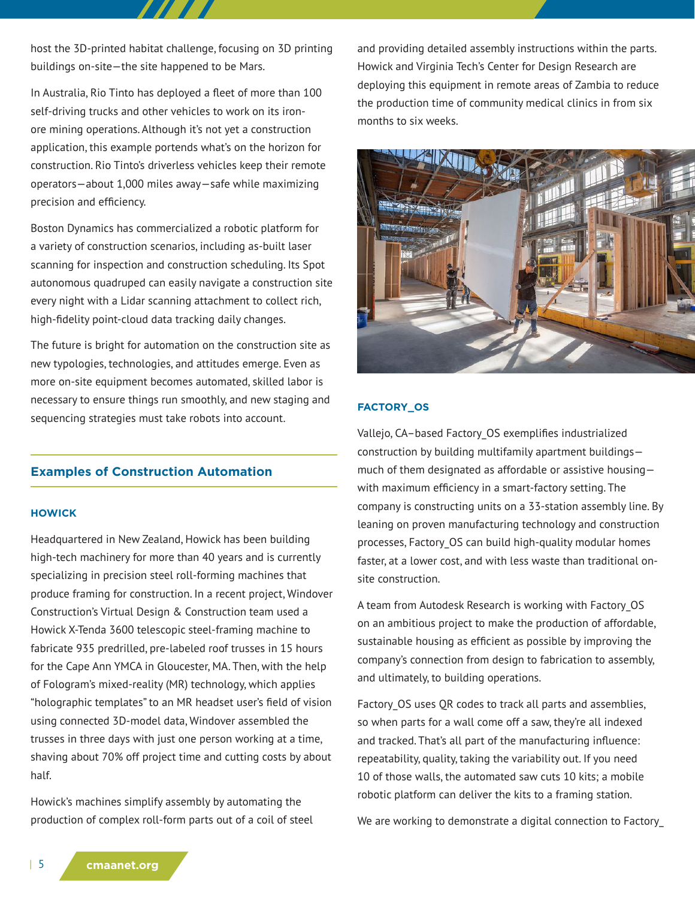host the 3D-printed habitat challenge, focusing on 3D printing buildings on-site—the site happened to be Mars.

In Australia, Rio Tinto has deployed a fleet of more than 100 self-driving trucks and other vehicles to work on its iron-ore mining operations. Although it's not yet a construction application, this example portends what's on the horizon for construction. Rio Tinto's driverless vehicles keep their remote operators—about 1,000 miles away—safe while maximizing precision and efficiency.

Boston Dynamics has commercialized a robotic platform for a variety of construction scenarios, including as-built laser scanning for inspection and construction scheduling. Its Spot autonomous quadruped can easily navigate a construction site every night with a Lidar scanning attachment to collect rich, high-fidelity point-cloud data tracking daily changes.

The future is bright for automation on the construction site as new typologies, technologies, and attitudes emerge. Even as more on-site equipment becomes automated, skilled labor is necessary to ensure things run smoothly, and new staging and sequencing strategies must take robots into account.

## Examples of Construction Automation

### HOWICK

Headquartered in New Zealand, Howick has been building high-tech machinery for more than 40 years and is currently specializing in precision steel roll-forming machines that produce framing for construction. In a recent project, Windover Construction's Virtual Design & Construction team used a Howick X-Tenda 3600 telescopic steel-framing machine to fabricate 935 predrilled, pre-labeled roof trusses in 15 hours for the Cape Ann YMCA in Gloucester, MA. Then, with the help of Fologram's mixed-reality (MR) technology, which applies "holographic templates" to an MR headset user's field of vision using connected 3D-model data, Windover assembled the trusses in three days with just one person working at a time, shaving about 70% off project time and cutting costs by about half.

Howick's machines simplify assembly by automating the production of complex roll-form parts out of a coil of steel and providing detailed assembly instructions within the parts. Howick and Virginia Tech's Center for Design Research are deploying this equipment in remote areas of Zambia to reduce the production time of community medical clinics in from six months to six weeks.

### FACTORY_OS

Vallejo, CA–based Factory_OS exemplifies industrialized construction by building multifamily apartment buildings—much of them designated as affordable or assistive housing—with maximum efficiency in a smart-factory setting. The company is constructing units on a 33-station assembly line. By leaning on proven manufacturing technology and construction processes, Factory_OS can build high-quality modular homes faster, at a lower cost, and with less waste than traditional on-site construction.

A team from Autodesk Research is working with Factory_OS on an ambitious project to make the production of affordable, sustainable housing as efficient as possible by improving the company's connection from design to fabrication to assembly, and ultimately, to building operations.

Factory_OS uses QR codes to track all parts and assemblies, so when parts for a wall come off a saw, they're all indexed and tracked. That's all part of the manufacturing influence: repeatability, quality, taking the variability out. If you need 10 of those walls, the automated saw cuts 10 kits; a mobile robotic platform can deliver the kits to a framing station.

We are working to demonstrate a digital connection to Factory_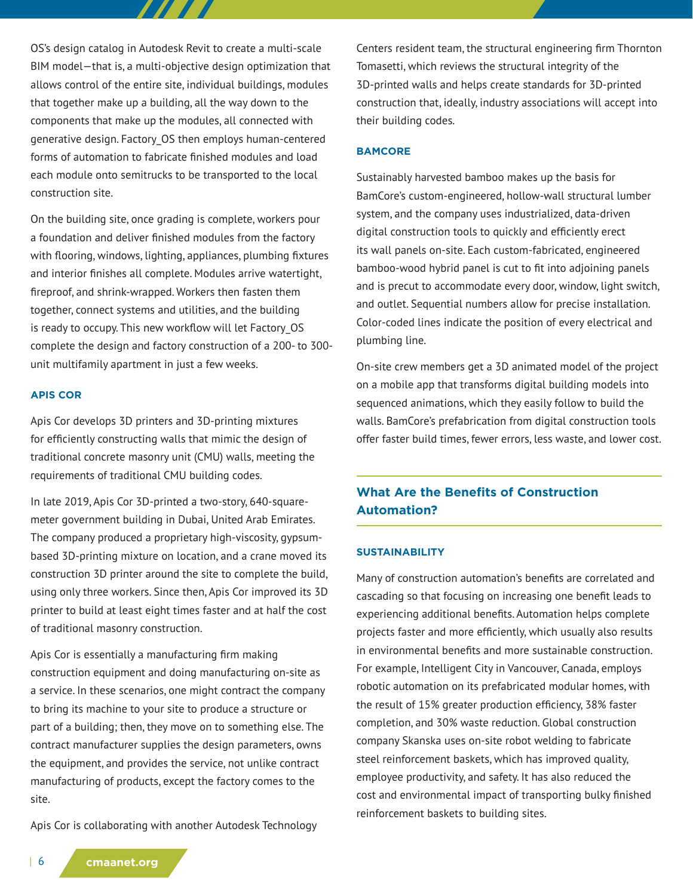OS's design catalog in Autodesk Revit to create a multi-scale BIM model—that is, a multi-objective design optimization that allows control of the entire site, individual buildings, modules that together make up a building, all the way down to the components that make up the modules, all connected with generative design. Factory_OS then employs human-centered forms of automation to fabricate finished modules and load each module onto semitrucks to be transported to the local construction site.

On the building site, once grading is complete, workers pour a foundation and deliver finished modules from the factory with flooring, windows, lighting, appliances, plumbing fixtures and interior finishes all complete. Modules arrive watertight, fireproof, and shrink-wrapped. Workers then fasten them together, connect systems and utilities, and the building is ready to occupy. This new workflow will let Factory_OS complete the design and factory construction of a 200- to 300-unit multifamily apartment in just a few weeks.

#### APIS COR

Apis Cor develops 3D printers and 3D-printing mixtures for efficiently constructing walls that mimic the design of traditional concrete masonry unit (CMU) walls, meeting the requirements of traditional CMU building codes.

In late 2019, Apis Cor 3D-printed a two-story, 640-square-meter government building in Dubai, United Arab Emirates. The company produced a proprietary high-viscosity, gypsum-based 3D-printing mixture on location, and a crane moved its construction 3D printer around the site to complete the build, using only three workers. Since then, Apis Cor improved its 3D printer to build at least eight times faster and at half the cost of traditional masonry construction.

Apis Cor is essentially a manufacturing firm making construction equipment and doing manufacturing on-site as a service. In these scenarios, one might contract the company to bring its machine to your site to produce a structure or part of a building; then, they move on to something else. The contract manufacturer supplies the design parameters, owns the equipment, and provides the service, not unlike contract manufacturing of products, except the factory comes to the site.

Apis Cor is collaborating with another Autodesk Technology Centers resident team, the structural engineering firm Thornton Tomasetti, which reviews the structural integrity of the 3D-printed walls and helps create standards for 3D-printed construction that, ideally, industry associations will accept into their building codes.

#### BAMCORE

Sustainably harvested bamboo makes up the basis for BamCore's custom-engineered, hollow-wall structural lumber system, and the company uses industrialized, data-driven digital construction tools to quickly and efficiently erect its wall panels on-site. Each custom-fabricated, engineered bamboo-wood hybrid panel is cut to fit into adjoining panels and is precut to accommodate every door, window, light switch, and outlet. Sequential numbers allow for precise installation. Color-coded lines indicate the position of every electrical and plumbing line.

On-site crew members get a 3D animated model of the project on a mobile app that transforms digital building models into sequenced animations, which they easily follow to build the walls. BamCore's prefabrication from digital construction tools offer faster build times, fewer errors, less waste, and lower cost.

## What Are the Benefits of Construction Automation?

#### SUSTAINABILITY

Many of construction automation's benefits are correlated and cascading so that focusing on increasing one benefit leads to experiencing additional benefits. Automation helps complete projects faster and more efficiently, which usually also results in environmental benefits and more sustainable construction. For example, Intelligent City in Vancouver, Canada, employs robotic automation on its prefabricated modular homes, with the result of 15% greater production efficiency, 38% faster completion, and 30% waste reduction. Global construction company Skanska uses on-site robot welding to fabricate steel reinforcement baskets, which has improved quality, employee productivity, and safety. It has also reduced the cost and environmental impact of transporting bulky finished reinforcement baskets to building sites.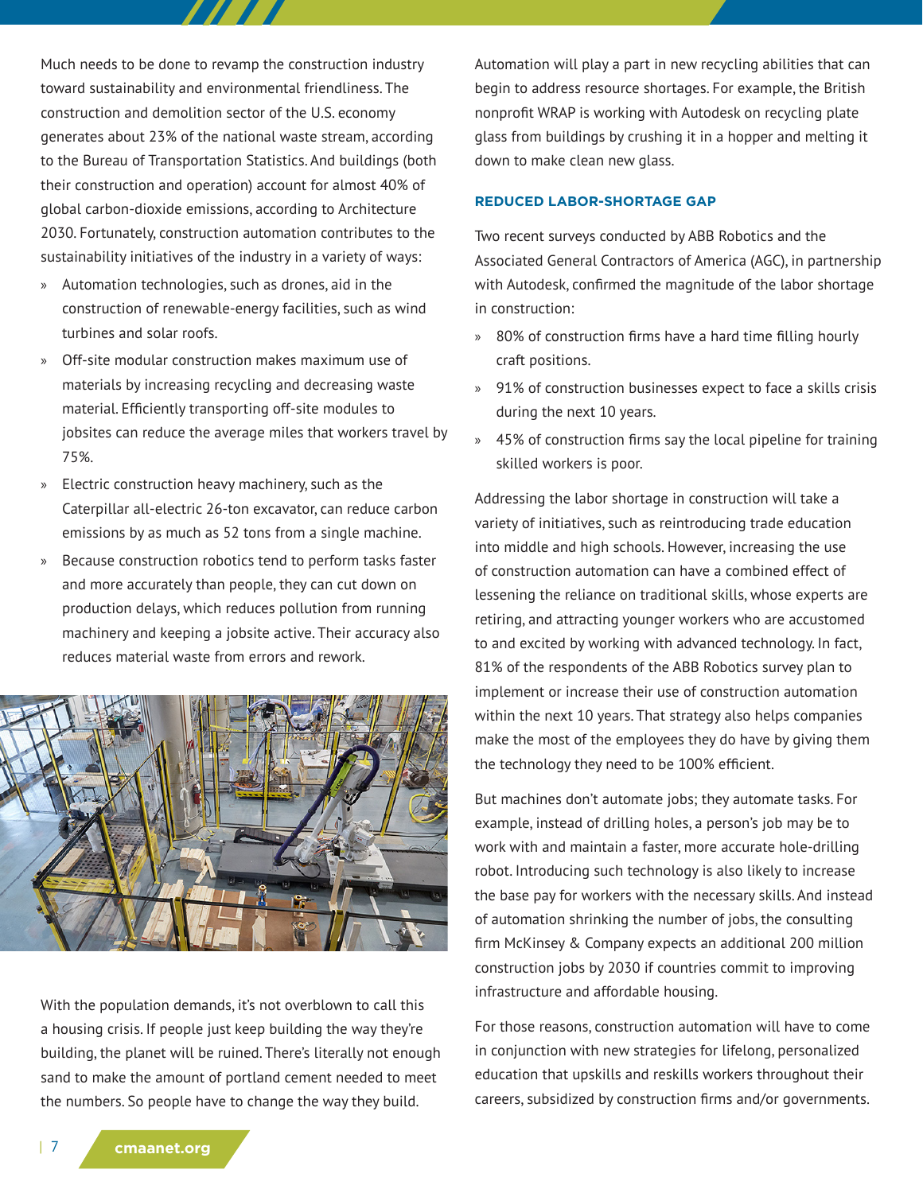Much needs to be done to revamp the construction industry toward sustainability and environmental friendliness. The construction and demolition sector of the U.S. economy generates about 23% of the national waste stream, according to the Bureau of Transportation Statistics. And buildings (both their construction and operation) account for almost 40% of global carbon-dioxide emissions, according to Architecture 2030. Fortunately, construction automation contributes to the sustainability initiatives of the industry in a variety of ways:

- Automation technologies, such as drones, aid in the construction of renewable-energy facilities, such as wind turbines and solar roofs.
- Off-site modular construction makes maximum use of materials by increasing recycling and decreasing waste material. Efficiently transporting off-site modules to jobsites can reduce the average miles that workers travel by 75%.
- Electric construction heavy machinery, such as the Caterpillar all-electric 26-ton excavator, can reduce carbon emissions by as much as 52 tons from a single machine.
- Because construction robotics tend to perform tasks faster and more accurately than people, they can cut down on production delays, which reduces pollution from running machinery and keeping a jobsite active. Their accuracy also reduces material waste from errors and rework.

With the population demands, it's not overblown to call this a housing crisis. If people just keep building the way they're building, the planet will be ruined. There's literally not enough sand to make the amount of portland cement needed to meet the numbers. So people have to change the way they build.

Automation will play a part in new recycling abilities that can begin to address resource shortages. For example, the British nonprofit WRAP is working with Autodesk on recycling plate glass from buildings by crushing it in a hopper and melting it down to make clean new glass.

### REDUCED LABOR-SHORTAGE GAP

Two recent surveys conducted by ABB Robotics and the Associated General Contractors of America (AGC), in partnership with Autodesk, confirmed the magnitude of the labor shortage in construction:

- 80% of construction firms have a hard time filling hourly craft positions.
- 91% of construction businesses expect to face a skills crisis during the next 10 years.
- 45% of construction firms say the local pipeline for training skilled workers is poor.

Addressing the labor shortage in construction will take a variety of initiatives, such as reintroducing trade education into middle and high schools. However, increasing the use of construction automation can have a combined effect of lessening the reliance on traditional skills, whose experts are retiring, and attracting younger workers who are accustomed to and excited by working with advanced technology. In fact, 81% of the respondents of the ABB Robotics survey plan to implement or increase their use of construction automation within the next 10 years. That strategy also helps companies make the most of the employees they do have by giving them the technology they need to be 100% efficient.

But machines don't automate jobs; they automate tasks. For example, instead of drilling holes, a person's job may be to work with and maintain a faster, more accurate hole-drilling robot. Introducing such technology is also likely to increase the base pay for workers with the necessary skills. And instead of automation shrinking the number of jobs, the consulting firm McKinsey & Company expects an additional 200 million construction jobs by 2030 if countries commit to improving infrastructure and affordable housing.

For those reasons, construction automation will have to come in conjunction with new strategies for lifelong, personalized education that upskills and reskills workers throughout their careers, subsidized by construction firms and/or governments.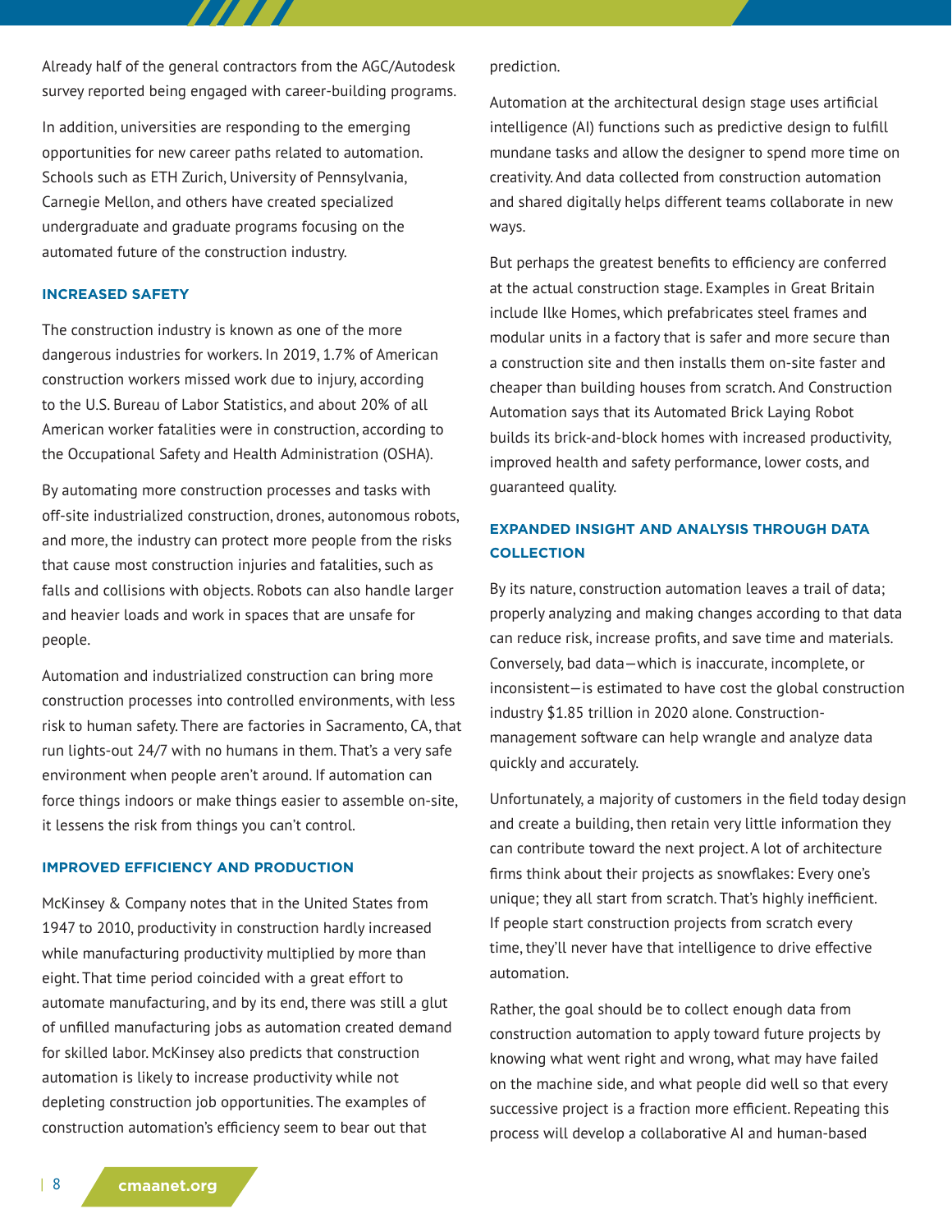Already half of the general contractors from the AGC/Autodesk survey reported being engaged with career-building programs.

In addition, universities are responding to the emerging opportunities for new career paths related to automation. Schools such as ETH Zurich, University of Pennsylvania, Carnegie Mellon, and others have created specialized undergraduate and graduate programs focusing on the automated future of the construction industry.

### INCREASED SAFETY

The construction industry is known as one of the more dangerous industries for workers. In 2019, 1.7% of American construction workers missed work due to injury, according to the U.S. Bureau of Labor Statistics, and about 20% of all American worker fatalities were in construction, according to the Occupational Safety and Health Administration (OSHA).

By automating more construction processes and tasks with off-site industrialized construction, drones, autonomous robots, and more, the industry can protect more people from the risks that cause most construction injuries and fatalities, such as falls and collisions with objects. Robots can also handle larger and heavier loads and work in spaces that are unsafe for people.

Automation and industrialized construction can bring more construction processes into controlled environments, with less risk to human safety. There are factories in Sacramento, CA, that run lights-out 24/7 with no humans in them. That's a very safe environment when people aren't around. If automation can force things indoors or make things easier to assemble on-site, it lessens the risk from things you can't control.

### IMPROVED EFFICIENCY AND PRODUCTION

McKinsey & Company notes that in the United States from 1947 to 2010, productivity in construction hardly increased while manufacturing productivity multiplied by more than eight. That time period coincided with a great effort to automate manufacturing, and by its end, there was still a glut of unfilled manufacturing jobs as automation created demand for skilled labor. McKinsey also predicts that construction automation is likely to increase productivity while not depleting construction job opportunities. The examples of construction automation's efficiency seem to bear out that prediction.

Automation at the architectural design stage uses artificial intelligence (AI) functions such as predictive design to fulfill mundane tasks and allow the designer to spend more time on creativity. And data collected from construction automation and shared digitally helps different teams collaborate in new ways.

But perhaps the greatest benefits to efficiency are conferred at the actual construction stage. Examples in Great Britain include Ilke Homes, which prefabricates steel frames and modular units in a factory that is safer and more secure than a construction site and then installs them on-site faster and cheaper than building houses from scratch. And Construction Automation says that its Automated Brick Laying Robot builds its brick-and-block homes with increased productivity, improved health and safety performance, lower costs, and guaranteed quality.

### EXPANDED INSIGHT AND ANALYSIS THROUGH DATA COLLECTION

By its nature, construction automation leaves a trail of data; properly analyzing and making changes according to that data can reduce risk, increase profits, and save time and materials. Conversely, bad data—which is inaccurate, incomplete, or inconsistent—is estimated to have cost the global construction industry $1.85 trillion in 2020 alone. Construction-management software can help wrangle and analyze data quickly and accurately.

Unfortunately, a majority of customers in the field today design and create a building, then retain very little information they can contribute toward the next project. A lot of architecture firms think about their projects as snowflakes: Every one's unique; they all start from scratch. That's highly inefficient. If people start construction projects from scratch every time, they'll never have that intelligence to drive effective automation.

Rather, the goal should be to collect enough data from construction automation to apply toward future projects by knowing what went right and wrong, what may have failed on the machine side, and what people did well so that every successive project is a fraction more efficient. Repeating this process will develop a collaborative AI and human-based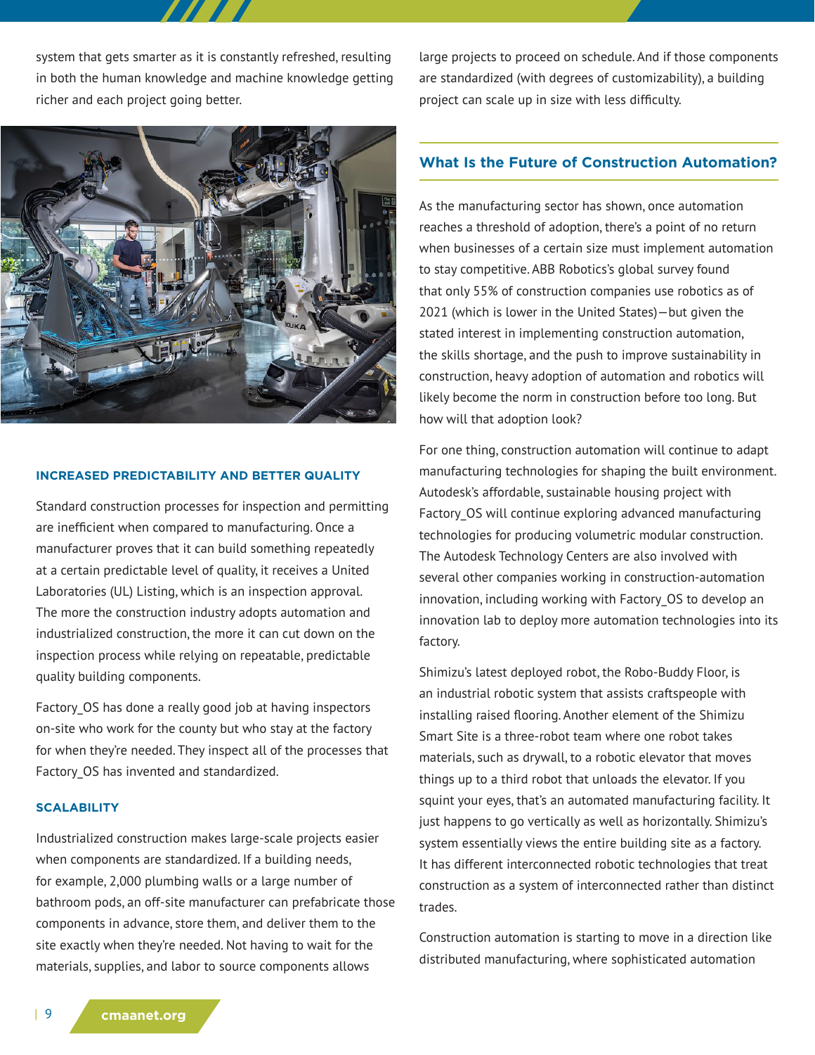system that gets smarter as it is constantly refreshed, resulting in both the human knowledge and machine knowledge getting richer and each project going better.

#### INCREASED PREDICTABILITY AND BETTER QUALITY

Standard construction processes for inspection and permitting are inefficient when compared to manufacturing. Once a manufacturer proves that it can build something repeatedly at a certain predictable level of quality, it receives a United Laboratories (UL) Listing, which is an inspection approval. The more the construction industry adopts automation and industrialized construction, the more it can cut down on the inspection process while relying on repeatable, predictable quality building components.

Factory_OS has done a really good job at having inspectors on-site who work for the county but who stay at the factory for when they're needed. They inspect all of the processes that Factory_OS has invented and standardized.

#### SCALABILITY

Industrialized construction makes large-scale projects easier when components are standardized. If a building needs, for example, 2,000 plumbing walls or a large number of bathroom pods, an off-site manufacturer can prefabricate those components in advance, store them, and deliver them to the site exactly when they're needed. Not having to wait for the materials, supplies, and labor to source components allows large projects to proceed on schedule. And if those components are standardized (with degrees of customizability), a building project can scale up in size with less difficulty.

## What Is the Future of Construction Automation?

As the manufacturing sector has shown, once automation reaches a threshold of adoption, there's a point of no return when businesses of a certain size must implement automation to stay competitive. ABB Robotics's global survey found that only 55% of construction companies use robotics as of 2021 (which is lower in the United States)—but given the stated interest in implementing construction automation, the skills shortage, and the push to improve sustainability in construction, heavy adoption of automation and robotics will likely become the norm in construction before too long. But how will that adoption look?

For one thing, construction automation will continue to adapt manufacturing technologies for shaping the built environment. Autodesk's affordable, sustainable housing project with Factory_OS will continue exploring advanced manufacturing technologies for producing volumetric modular construction. The Autodesk Technology Centers are also involved with several other companies working in construction-automation innovation, including working with Factory_OS to develop an innovation lab to deploy more automation technologies into its factory.

Shimizu's latest deployed robot, the Robo-Buddy Floor, is an industrial robotic system that assists craftspeople with installing raised flooring. Another element of the Shimizu Smart Site is a three-robot team where one robot takes materials, such as drywall, to a robotic elevator that moves things up to a third robot that unloads the elevator. If you squint your eyes, that's an automated manufacturing facility. It just happens to go vertically as well as horizontally. Shimizu's system essentially views the entire building site as a factory. It has different interconnected robotic technologies that treat construction as a system of interconnected rather than distinct trades.

Construction automation is starting to move in a direction like distributed manufacturing, where sophisticated automation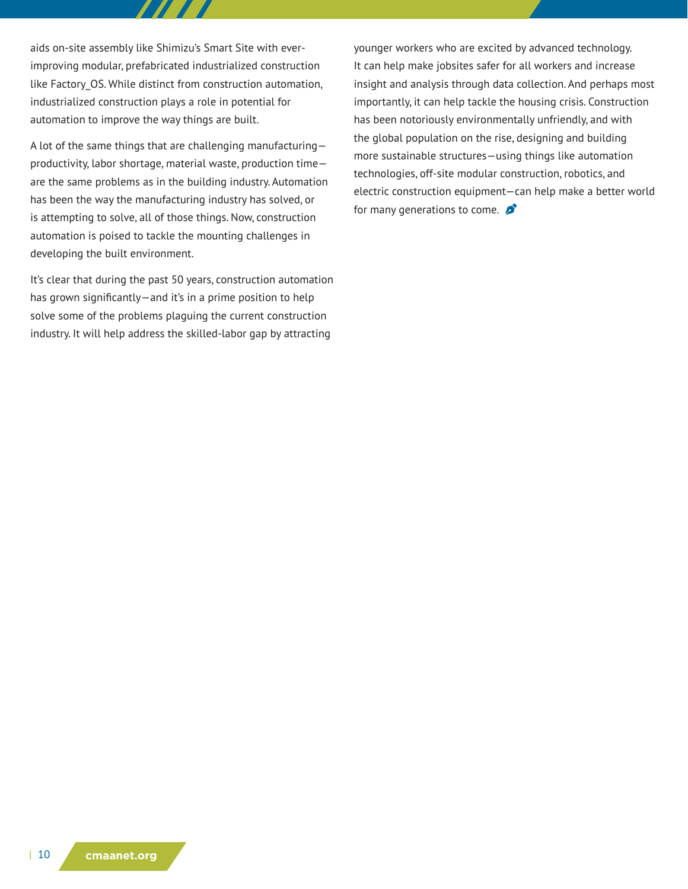aids on-site assembly like Shimizu's Smart Site with ever-improving modular, prefabricated industrialized construction like Factory_OS. While distinct from construction automation, industrialized construction plays a role in potential for automation to improve the way things are built.

A lot of the same things that are challenging manufacturing—productivity, labor shortage, material waste, production time—are the same problems as in the building industry. Automation has been the way the manufacturing industry has solved, or is attempting to solve, all of those things. Now, construction automation is poised to tackle the mounting challenges in developing the built environment.

It's clear that during the past 50 years, construction automation has grown significantly—and it's in a prime position to help solve some of the problems plaguing the current construction industry. It will help address the skilled-labor gap by attracting younger workers who are excited by advanced technology. It can help make jobsites safer for all workers and increase insight and analysis through data collection. And perhaps most importantly, it can help tackle the housing crisis. Construction has been notoriously environmentally unfriendly, and with the global population on the rise, designing and building more sustainable structures—using things like automation technologies, off-site modular construction, robotics, and electric construction equipment—can help make a better world for many generations to come.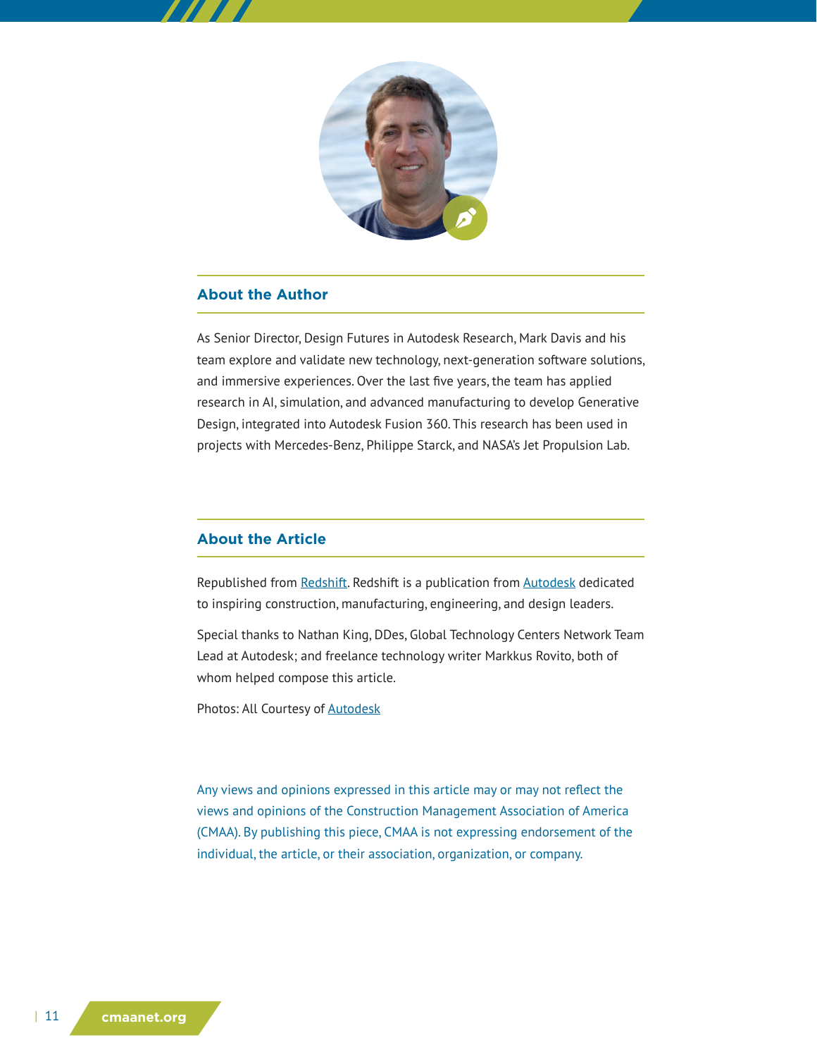## About the Author

As Senior Director, Design Futures in Autodesk Research, Mark Davis and his team explore and validate new technology, next-generation software solutions, and immersive experiences. Over the last five years, the team has applied research in AI, simulation, and advanced manufacturing to develop Generative Design, integrated into Autodesk Fusion 360. This research has been used in projects with Mercedes-Benz, Philippe Starck, and NASA's Jet Propulsion Lab.

## About the Article

Republished from Redshift. Redshift is a publication from Autodesk dedicated to inspiring construction, manufacturing, engineering, and design leaders.

Special thanks to Nathan King, DDes, Global Technology Centers Network Team Lead at Autodesk; and freelance technology writer Markkus Rovito, both of whom helped compose this article.

Photos: All Courtesy of Autodesk

Any views and opinions expressed in this article may or may not reflect the views and opinions of the Construction Management Association of America (CMAA). By publishing this piece, CMAA is not expressing endorsement of the individual, the article, or their association, organization, or company.